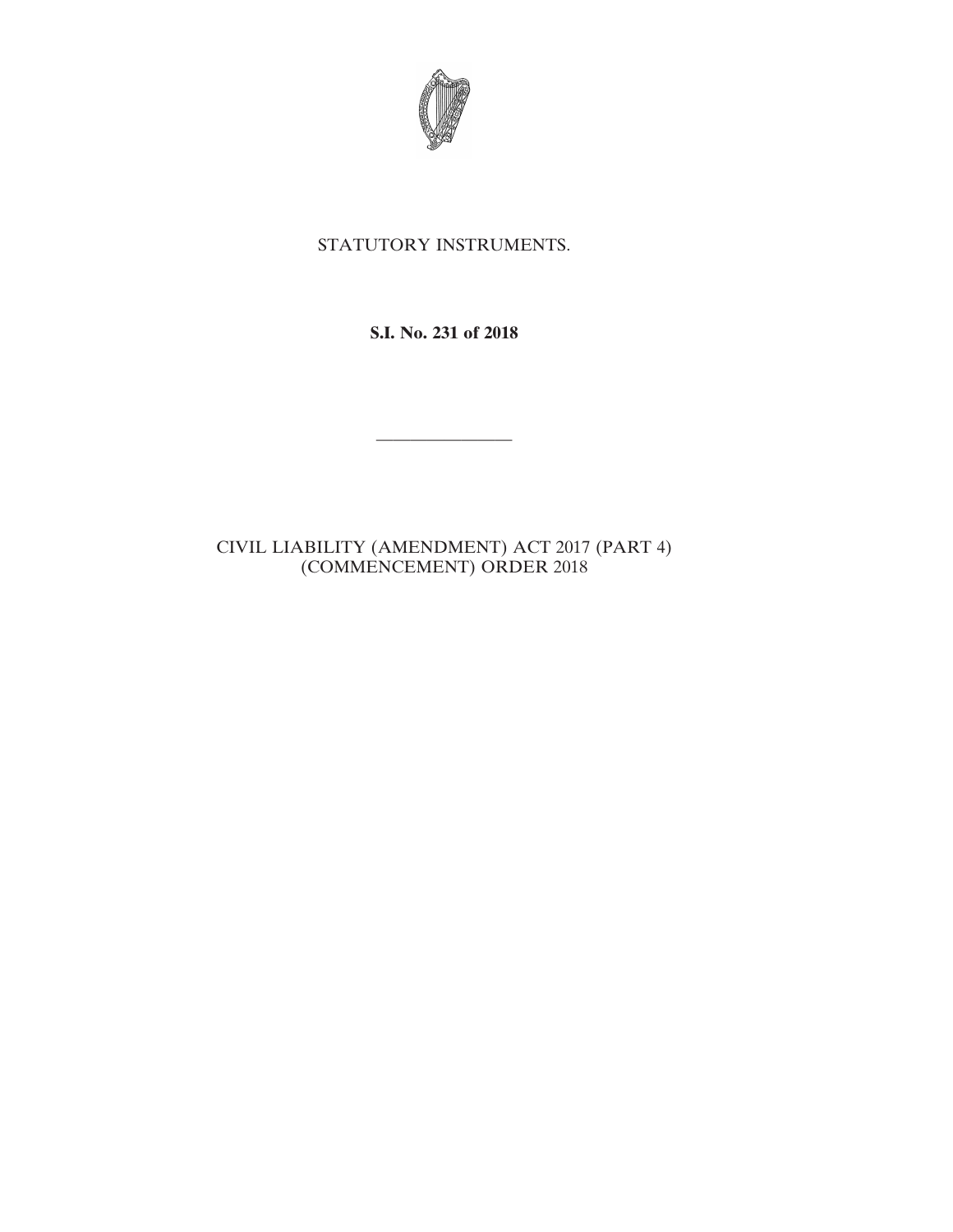STATUTORY INSTRUMENTS.

**S.I. No. 231 of 2018**

---

CIVIL LIABILITY (AMENDMENT) ACT 2017 (PART 4) (COMMENCEMENT) ORDER 2018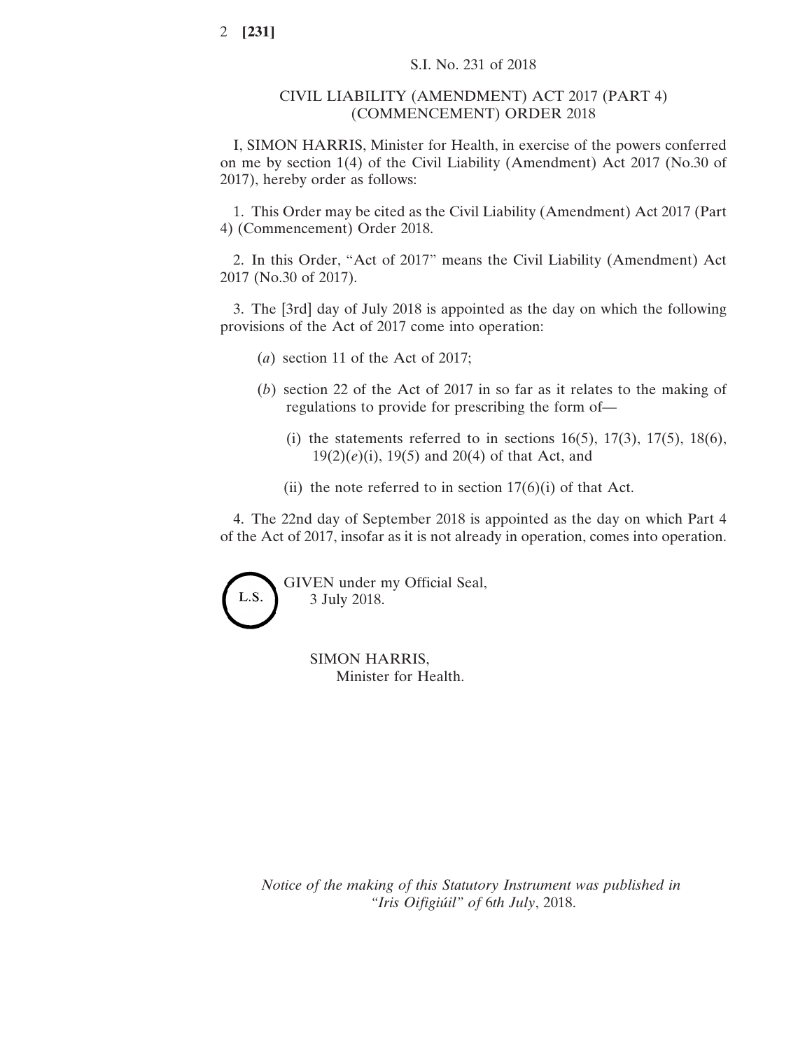S.I. No. 231 of 2018

# CIVIL LIABILITY (AMENDMENT) ACT 2017 (PART 4) (COMMENCEMENT) ORDER 2018

I, SIMON HARRIS, Minister for Health, in exercise of the powers conferred on me by section 1(4) of the Civil Liability (Amendment) Act 2017 (No.30 of 2017), hereby order as follows:

1. This Order may be cited as the Civil Liability (Amendment) Act 2017 (Part 4) (Commencement) Order 2018.

2. In this Order, "Act of 2017" means the Civil Liability (Amendment) Act 2017 (No.30 of 2017).

3. The [3rd] day of July 2018 is appointed as the day on which the following provisions of the Act of 2017 come into operation:

   (*a*) section 11 of the Act of 2017;

   (*b*) section 22 of the Act of 2017 in so far as it relates to the making of regulations to provide for prescribing the form of—

      (i) the statements referred to in sections 16(5), 17(3), 17(5), 18(6), 19(2)(*e*)(i), 19(5) and 20(4) of that Act, and

      (ii) the note referred to in section 17(6)(i) of that Act.

4. The 22nd day of September 2018 is appointed as the day on which Part 4 of the Act of 2017, insofar as it is not already in operation, comes into operation.

L.S.

GIVEN under my Official Seal,
3 July 2018.

SIMON HARRIS,
Minister for Health.

*Notice of the making of this Statutory Instrument was published in "Iris Oifigiúil" of 6th July, 2018.*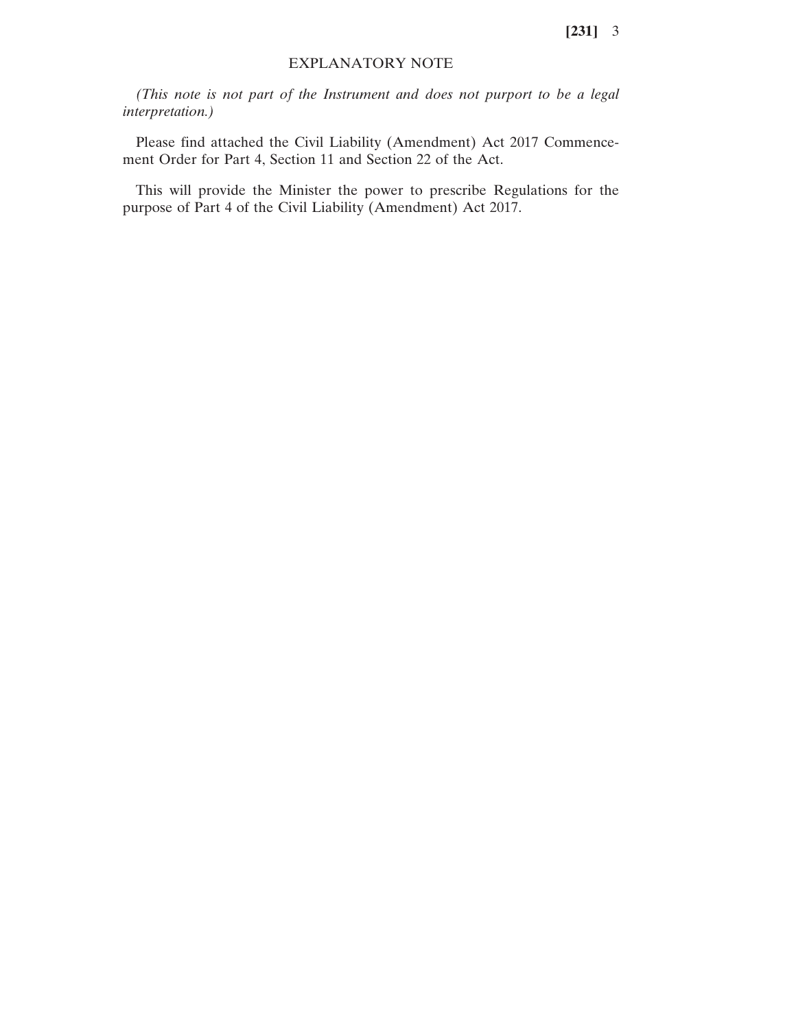## EXPLANATORY NOTE

*(This note is not part of the Instrument and does not purport to be a legal interpretation.)*

Please find attached the Civil Liability (Amendment) Act 2017 Commencement Order for Part 4, Section 11 and Section 22 of the Act.

This will provide the Minister the power to prescribe Regulations for the purpose of Part 4 of the Civil Liability (Amendment) Act 2017.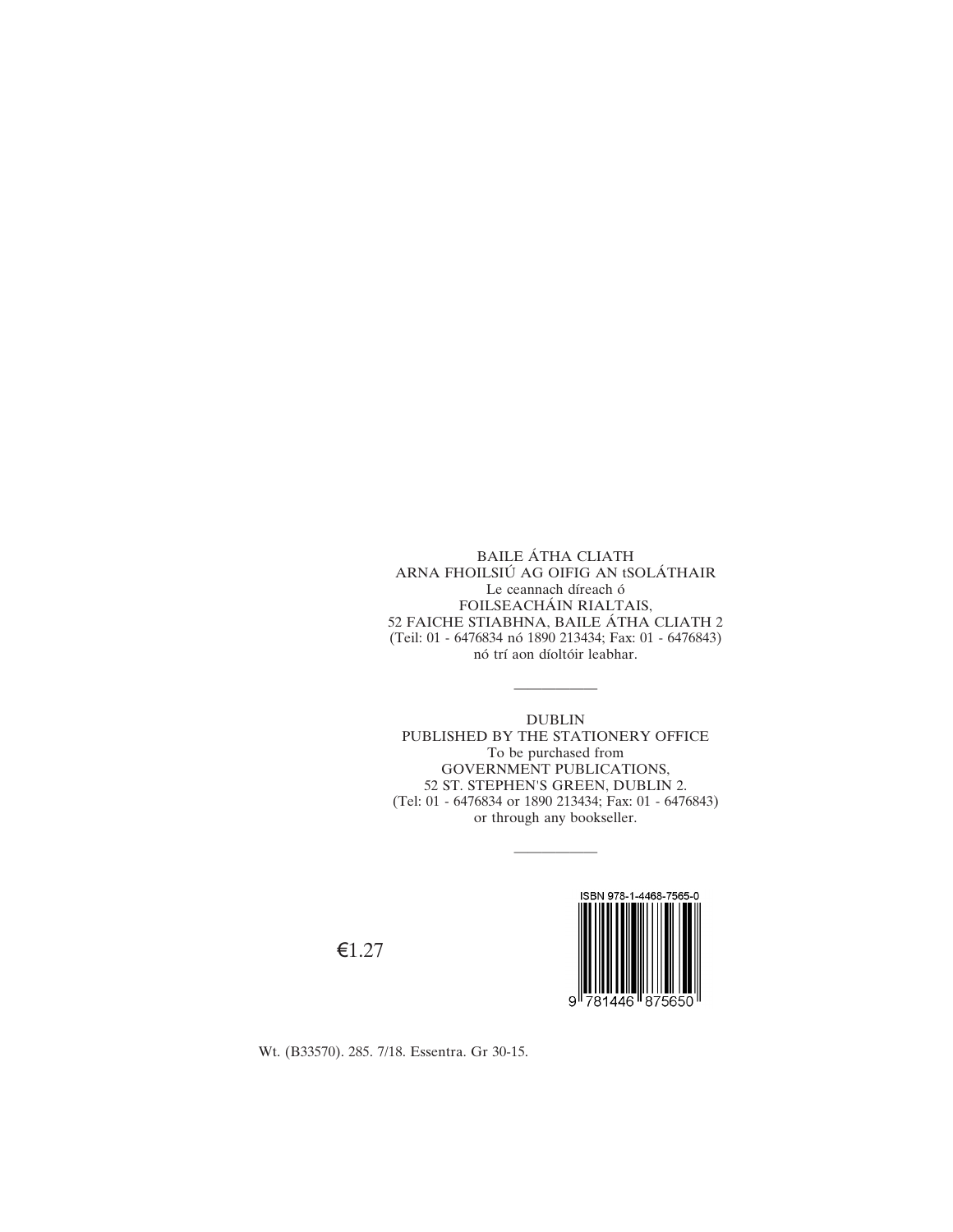BAILE ÁTHA CLIATH
ARNA FHOILSIÚ AG OIFIG AN tSOLÁTHAIR
Le ceannach díreach ó
FOILSEACHÁIN RIALTAIS,
52 FAICHE STIABHNA, BAILE ÁTHA CLIATH 2
(Teil: 01 - 6476834 nó 1890 213434; Fax: 01 - 6476843)
nó trí aon díoltóir leabhar.

---

DUBLIN
PUBLISHED BY THE STATIONERY OFFICE
To be purchased from
GOVERNMENT PUBLICATIONS,
52 ST. STEPHEN'S GREEN, DUBLIN 2.
(Tel: 01 - 6476834 or 1890 213434; Fax: 01 - 6476843)
or through any bookseller.

---

€1.27

ISBN 978-1-4468-7565-0

9 781446 875650

Wt. (B33570). 285. 7/18. Essentra. Gr 30-15.